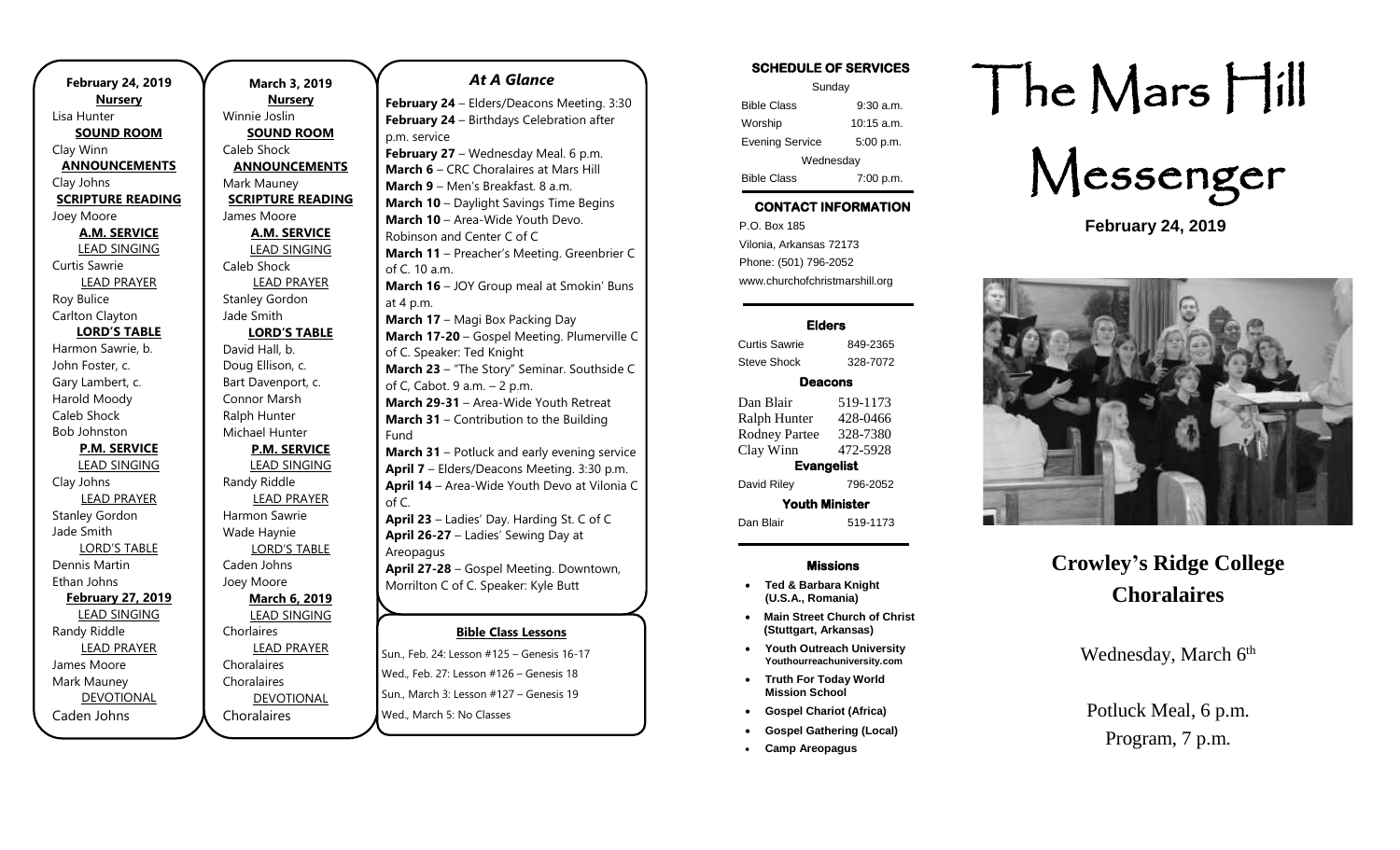**February 24, 2019**

**Nursery**
Lisa Hunter

**SOUND ROOM**
Clay Winn

**ANNOUNCEMENTS**
Clay Johns

**SCRIPTURE READING**
Joey Moore

**A.M. SERVICE**

LEAD SINGING
Curtis Sawrie

LEAD PRAYER
Roy Bulice
Carlton Clayton

**LORD'S TABLE**
Harmon Sawrie, b.
John Foster, c.
Gary Lambert, c.
Harold Moody
Caleb Shock
Bob Johnston

**P.M. SERVICE**

LEAD SINGING
Clay Johns

LEAD PRAYER
Stanley Gordon
Jade Smith

LORD'S TABLE
Dennis Martin
Ethan Johns

**February 27, 2019**

LEAD SINGING
Randy Riddle

LEAD PRAYER
James Moore
Mark Mauney

DEVOTIONAL
Caden Johns

**March 3, 2019**

**Nursery**
Winnie Joslin

**SOUND ROOM**
Caleb Shock

**ANNOUNCEMENTS**
Mark Mauney

**SCRIPTURE READING**
James Moore

**A.M. SERVICE**

LEAD SINGING
Caleb Shock

LEAD PRAYER
Stanley Gordon
Jade Smith

**LORD'S TABLE**
David Hall, b.
Doug Ellison, c.
Bart Davenport, c.
Connor Marsh
Ralph Hunter
Michael Hunter

**P.M. SERVICE**

LEAD SINGING
Randy Riddle

LEAD PRAYER
Harmon Sawrie
Wade Haynie

LORD'S TABLE
Caden Johns
Joey Moore

**March 6, 2019**

LEAD SINGING
Chorlaires

LEAD PRAYER
Choralaires
Choralaires

DEVOTIONAL
Choralaires

## *At A Glance*

**February 24** – Elders/Deacons Meeting. 3:30
**February 24** – Birthdays Celebration after p.m. service
**February 27** – Wednesday Meal. 6 p.m.
**March 6** – CRC Choralaires at Mars Hill
**March 9** – Men's Breakfast. 8 a.m.
**March 10** – Daylight Savings Time Begins
**March 10** – Area-Wide Youth Devo. Robinson and Center C of C
**March 11** – Preacher's Meeting. Greenbrier C of C. 10 a.m.
**March 16** – JOY Group meal at Smokin' Buns at 4 p.m.
**March 17** – Magi Box Packing Day
**March 17-20** – Gospel Meeting. Plumerville C of C. Speaker: Ted Knight
**March 23** – "The Story" Seminar. Southside C of C, Cabot. 9 a.m. – 2 p.m.
**March 29-31** – Area-Wide Youth Retreat
**March 31** – Contribution to the Building Fund
**March 31** – Potluck and early evening service
**April 7** – Elders/Deacons Meeting. 3:30 p.m.
**April 14** – Area-Wide Youth Devo at Vilonia C of C.
**April 23** – Ladies' Day. Harding St. C of C
**April 26-27** – Ladies' Sewing Day at Areopagus
**April 27-28** – Gospel Meeting. Downtown, Morrilton C of C. Speaker: Kyle Butt

**Bible Class Lessons**

Sun., Feb. 24: Lesson #125 – Genesis 16-17
Wed., Feb. 27: Lesson #126 – Genesis 18
Sun., March 3: Lesson #127 – Genesis 19
Wed., March 5: No Classes

**SCHEDULE OF SERVICES**

| Sunday | |
|---|---|
| Bible Class | 9:30 a.m. |
| Worship | 10:15 a.m. |
| Evening Service | 5:00 p.m. |
| Wednesday | |
| Bible Class | 7:00 p.m. |

**CONTACT INFORMATION**

P.O. Box 185
Vilonia, Arkansas 72173
Phone: (501) 796-2052
www.churchofchristmarshill.org

**Elders**

| | |
|---|---|
| Curtis Sawrie | 849-2365 |
| Steve Shock | 328-7072 |

**Deacons**

| | |
|---|---|
| Dan Blair | 519-1173 |
| Ralph Hunter | 428-0466 |
| Rodney Partee | 328-7380 |
| Clay Winn | 472-5928 |

**Evangelist**

| | |
|---|---|
| David Riley | 796-2052 |

**Youth Minister**

| | |
|---|---|
| Dan Blair | 519-1173 |

**Missions**

- **Ted & Barbara Knight (U.S.A., Romania)**
- **Main Street Church of Christ (Stuttgart, Arkansas)**
- **Youth Outreach University Youthourreachuniversity.com**
- **Truth For Today World Mission School**
- **Gospel Chariot (Africa)**
- **Gospel Gathering (Local)**
- **Camp Areopagus**

# The Mars Hill Messenger

**February 24, 2019**

## Crowley's Ridge College Choralaires

Wednesday, March 6th

Potluck Meal, 6 p.m.
Program, 7 p.m.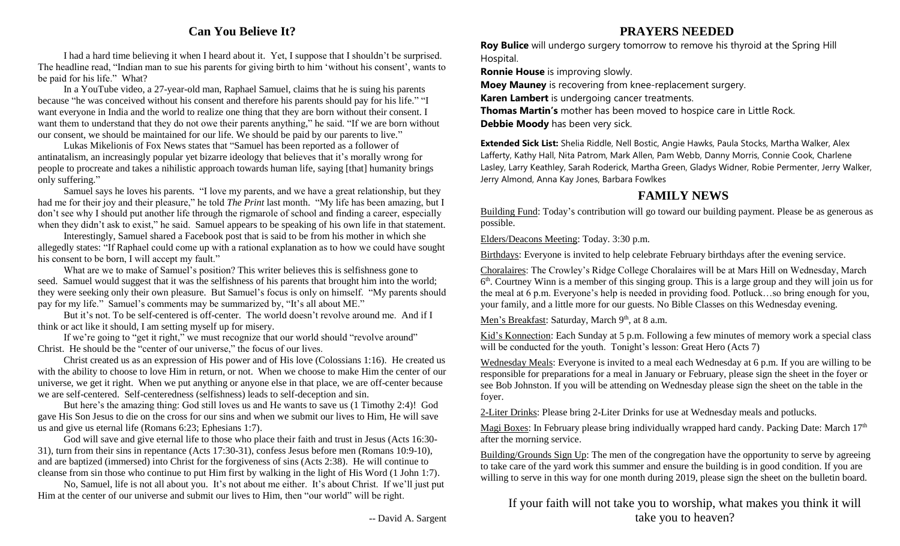## Can You Believe It?

I had a hard time believing it when I heard about it. Yet, I suppose that I shouldn't be surprised. The headline read, "Indian man to sue his parents for giving birth to him 'without his consent', wants to be paid for his life." What?

In a YouTube video, a 27-year-old man, Raphael Samuel, claims that he is suing his parents because "he was conceived without his consent and therefore his parents should pay for his life." "I want everyone in India and the world to realize one thing that they are born without their consent. I want them to understand that they do not owe their parents anything," he said. "If we are born without our consent, we should be maintained for our life. We should be paid by our parents to live."

Lukas Mikelionis of Fox News states that "Samuel has been reported as a follower of antinatalism, an increasingly popular yet bizarre ideology that believes that it's morally wrong for people to procreate and takes a nihilistic approach towards human life, saying [that] humanity brings only suffering."

Samuel says he loves his parents. "I love my parents, and we have a great relationship, but they had me for their joy and their pleasure," he told *The Print* last month. "My life has been amazing, but I don't see why I should put another life through the rigmarole of school and finding a career, especially when they didn't ask to exist," he said. Samuel appears to be speaking of his own life in that statement.

Interestingly, Samuel shared a Facebook post that is said to be from his mother in which she allegedly states: "If Raphael could come up with a rational explanation as to how we could have sought his consent to be born, I will accept my fault."

What are we to make of Samuel's position? This writer believes this is selfishness gone to seed. Samuel would suggest that it was the selfishness of his parents that brought him into the world; they were seeking only their own pleasure. But Samuel's focus is only on himself. "My parents should pay for my life." Samuel's comments may be summarized by, "It's all about ME."

But it's not. To be self-centered is off-center. The world doesn't revolve around me. And if I think or act like it should, I am setting myself up for misery.

If we're going to "get it right," we must recognize that our world should "revolve around" Christ. He should be the "center of our universe," the focus of our lives.

Christ created us as an expression of His power and of His love (Colossians 1:16). He created us with the ability to choose to love Him in return, or not. When we choose to make Him the center of our universe, we get it right. When we put anything or anyone else in that place, we are off-center because we are self-centered. Self-centeredness (selfishness) leads to self-deception and sin.

But here's the amazing thing: God still loves us and He wants to save us (1 Timothy 2:4)! God gave His Son Jesus to die on the cross for our sins and when we submit our lives to Him, He will save us and give us eternal life (Romans 6:23; Ephesians 1:7).

God will save and give eternal life to those who place their faith and trust in Jesus (Acts 16:30-31), turn from their sins in repentance (Acts 17:30-31), confess Jesus before men (Romans 10:9-10), and are baptized (immersed) into Christ for the forgiveness of sins (Acts 2:38). He will continue to cleanse from sin those who continue to put Him first by walking in the light of His Word (1 John 1:7).

No, Samuel, life is not all about you. It's not about me either. It's about Christ. If we'll just put Him at the center of our universe and submit our lives to Him, then "our world" will be right.

-- David A. Sargent

## PRAYERS NEEDED

**Roy Bulice** will undergo surgery tomorrow to remove his thyroid at the Spring Hill Hospital.

**Ronnie House** is improving slowly.

**Moey Mauney** is recovering from knee-replacement surgery.

**Karen Lambert** is undergoing cancer treatments.

**Thomas Martin's** mother has been moved to hospice care in Little Rock.

**Debbie Moody** has been very sick.

**Extended Sick List:** Shelia Riddle, Nell Bostic, Angie Hawks, Paula Stocks, Martha Walker, Alex Lafferty, Kathy Hall, Nita Patrom, Mark Allen, Pam Webb, Danny Morris, Connie Cook, Charlene Lasley, Larry Keathley, Sarah Roderick, Martha Green, Gladys Widner, Robie Permenter, Jerry Walker, Jerry Almond, Anna Kay Jones, Barbara Fowlkes

## FAMILY NEWS

Building Fund: Today's contribution will go toward our building payment. Please be as generous as possible.

Elders/Deacons Meeting: Today. 3:30 p.m.

Birthdays: Everyone is invited to help celebrate February birthdays after the evening service.

Choralaires: The Crowley's Ridge College Choralaires will be at Mars Hill on Wednesday, March 6th. Courtney Winn is a member of this singing group. This is a large group and they will join us for the meal at 6 p.m. Everyone's help is needed in providing food. Potluck…so bring enough for you, your family, and a little more for our guests. No Bible Classes on this Wednesday evening.

Men's Breakfast: Saturday, March 9th, at 8 a.m.

Kid's Konnection: Each Sunday at 5 p.m. Following a few minutes of memory work a special class will be conducted for the youth. Tonight's lesson: Great Hero (Acts 7)

Wednesday Meals: Everyone is invited to a meal each Wednesday at 6 p.m. If you are willing to be responsible for preparations for a meal in January or February, please sign the sheet in the foyer or see Bob Johnston. If you will be attending on Wednesday please sign the sheet on the table in the foyer.

2-Liter Drinks: Please bring 2-Liter Drinks for use at Wednesday meals and potlucks.

Magi Boxes: In February please bring individually wrapped hard candy. Packing Date: March 17th after the morning service.

Building/Grounds Sign Up: The men of the congregation have the opportunity to serve by agreeing to take care of the yard work this summer and ensure the building is in good condition. If you are willing to serve in this way for one month during 2019, please sign the sheet on the bulletin board.

If your faith will not take you to worship, what makes you think it will take you to heaven?